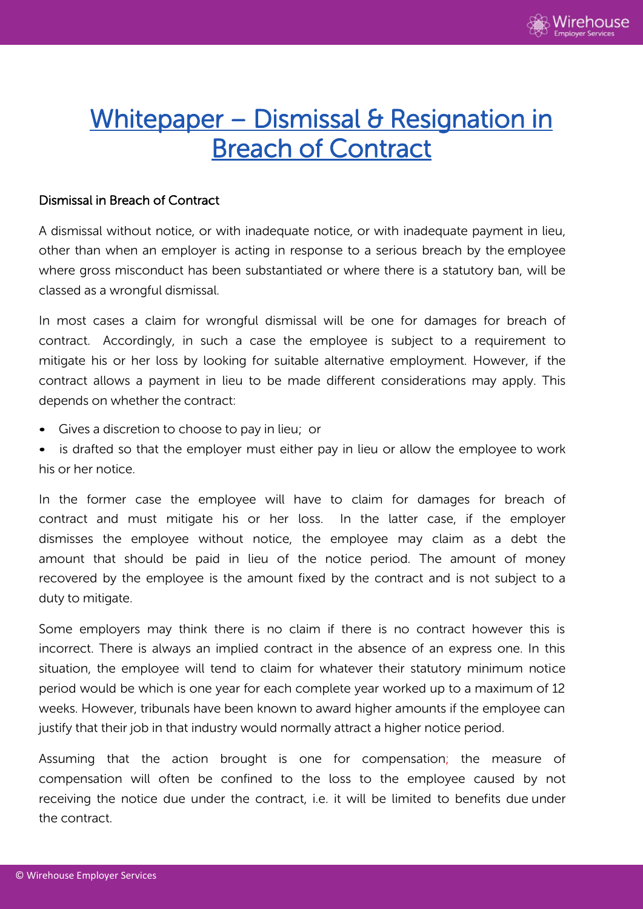# Whitepaper – Dismissal & Resignation in Breach of Contract

## Dismissal in Breach of Contract

A dismissal without notice, or with inadequate notice, or with inadequate payment in lieu, other than when an employer is acting in response to a serious breach by the employee where gross misconduct has been substantiated or where there is a statutory ban, will be classed as a wrongful dismissal.

In most cases a claim for wrongful dismissal will be one for damages for breach of contract. Accordingly, in such a case the employee is subject to a requirement to mitigate his or her loss by looking for suitable alternative employment. However, if the contract allows a payment in lieu to be made different considerations may apply. This depends on whether the contract:

- Gives a discretion to choose to pay in lieu; or
- is drafted so that the employer must either pay in lieu or allow the employee to work his or her notice.

In the former case the employee will have to claim for damages for breach of contract and must mitigate his or her loss. In the latter case, if the employer dismisses the employee without notice, the employee may claim as a debt the amount that should be paid in lieu of the notice period. The amount of money recovered by the employee is the amount fixed by the contract and is not subject to a duty to mitigate.

Some employers may think there is no claim if there is no contract however this is incorrect. There is always an implied contract in the absence of an express one. In this situation, the employee will tend to claim for whatever their statutory minimum notice period would be which is one year for each complete year worked up to a maximum of 12 weeks. However, tribunals have been known to award higher amounts if the employee can justify that their job in that industry would normally attract a higher notice period.

Assuming that the action brought is one for compensation; the measure of compensation will often be confined to the loss to the employee caused by not receiving the notice due under the contract, i.e. it will be limited to benefits due under the contract.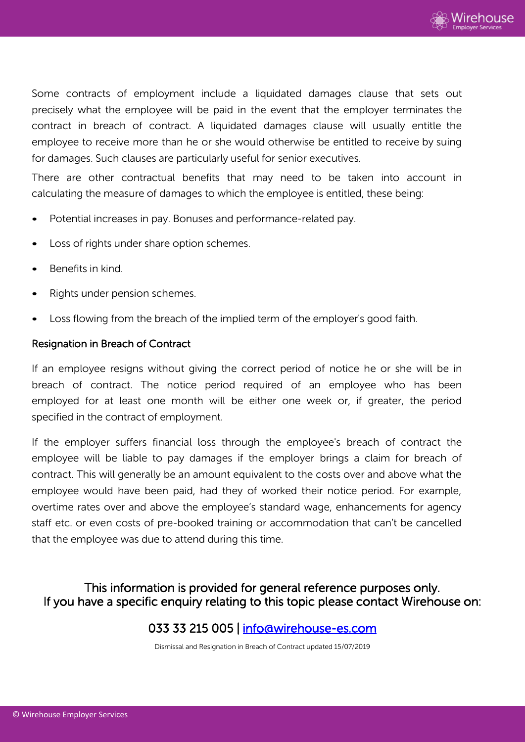Some contracts of employment include a liquidated damages clause that sets out precisely what the employee will be paid in the event that the employer terminates the contract in breach of contract. A liquidated damages clause will usually entitle the employee to receive more than he or she would otherwise be entitled to receive by suing for damages. Such clauses are particularly useful for senior executives.

There are other contractual benefits that may need to be taken into account in calculating the measure of damages to which the employee is entitled, these being:

- Potential increases in pay. Bonuses and performance-related pay.
- Loss of rights under share option schemes.
- Benefits in kind.
- Rights under pension schemes.
- Loss flowing from the breach of the implied term of the employer's good faith.

### Resignation in Breach of Contract

If an employee resigns without giving the correct period of notice he or she will be in breach of contract. The notice period required of an employee who has been employed for at least one month will be either one week or, if greater, the period specified in the contract of employment.

If the employer suffers financial loss through the employee's breach of contract the employee will be liable to pay damages if the employer brings a claim for breach of contract. This will generally be an amount equivalent to the costs over and above what the employee would have been paid, had they of worked their notice period. For example, overtime rates over and above the employee's standard wage, enhancements for agency staff etc. or even costs of pre-booked training or accommodation that can't be cancelled that the employee was due to attend during this time.

This information is provided for general reference purposes only.
If you have a specific enquiry relating to this topic please contact Wirehouse on:

033 33 215 005 | info@wirehouse-es.com

Dismissal and Resignation in Breach of Contract updated 15/07/2019